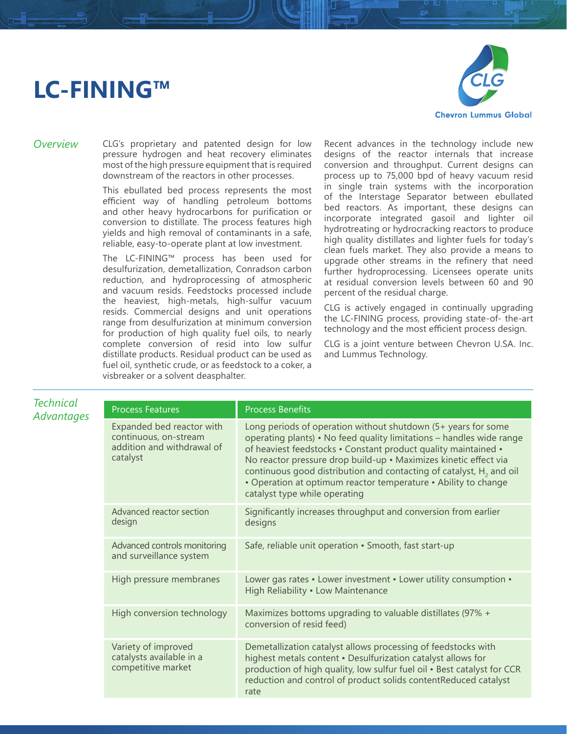# LC-FINING™

Chevron Lummus Global

## Overview

CLG's proprietary and patented design for low pressure hydrogen and heat recovery eliminates most of the high pressure equipment that is required downstream of the reactors in other processes.

This ebullated bed process represents the most efficient way of handling petroleum bottoms and other heavy hydrocarbons for purification or conversion to distillate. The process features high yields and high removal of contaminants in a safe, reliable, easy-to-operate plant at low investment.

The LC-FINING™ process has been used for desulfurization, demetallization, Conradson carbon reduction, and hydroprocessing of atmospheric and vacuum resids. Feedstocks processed include the heaviest, high-metals, high-sulfur vacuum resids. Commercial designs and unit operations range from desulfurization at minimum conversion for production of high quality fuel oils, to nearly complete conversion of resid into low sulfur distillate products. Residual product can be used as fuel oil, synthetic crude, or as feedstock to a coker, a visbreaker or a solvent deasphalter.

Recent advances in the technology include new designs of the reactor internals that increase conversion and throughput. Current designs can process up to 75,000 bpd of heavy vacuum resid in single train systems with the incorporation of the Interstage Separator between ebullated bed reactors. As important, these designs can incorporate integrated gasoil and lighter oil hydrotreating or hydrocracking reactors to produce high quality distillates and lighter fuels for today's clean fuels market. They also provide a means to upgrade other streams in the refinery that need further hydroprocessing. Licensees operate units at residual conversion levels between 60 and 90 percent of the residual charge.

CLG is actively engaged in continually upgrading the LC-FINING process, providing state-of- the-art technology and the most efficient process design.

CLG is a joint venture between Chevron U.S.A. Inc. and Lummus Technology.

## Technical Advantages

| Process Features | Process Benefits |
|---|---|
| Expanded bed reactor with continuous, on-stream addition and withdrawal of catalyst | Long periods of operation without shutdown (5+ years for some operating plants) • No feed quality limitations – handles wide range of heaviest feedstocks • Constant product quality maintained • No reactor pressure drop build-up • Maximizes kinetic effect via continuous good distribution and contacting of catalyst, $H_2$ and oil • Operation at optimum reactor temperature • Ability to change catalyst type while operating |
| Advanced reactor section design | Significantly increases throughput and conversion from earlier designs |
| Advanced controls monitoring and surveillance system | Safe, reliable unit operation • Smooth, fast start-up |
| High pressure membranes | Lower gas rates • Lower investment • Lower utility consumption • High Reliability • Low Maintenance |
| High conversion technology | Maximizes bottoms upgrading to valuable distillates (97% + conversion of resid feed) |
| Variety of improved catalysts available in a competitive market | Demetallization catalyst allows processing of feedstocks with highest metals content • Desulfurization catalyst allows for production of high quality, low sulfur fuel oil • Best catalyst for CCR reduction and control of product solids contentReduced catalyst rate |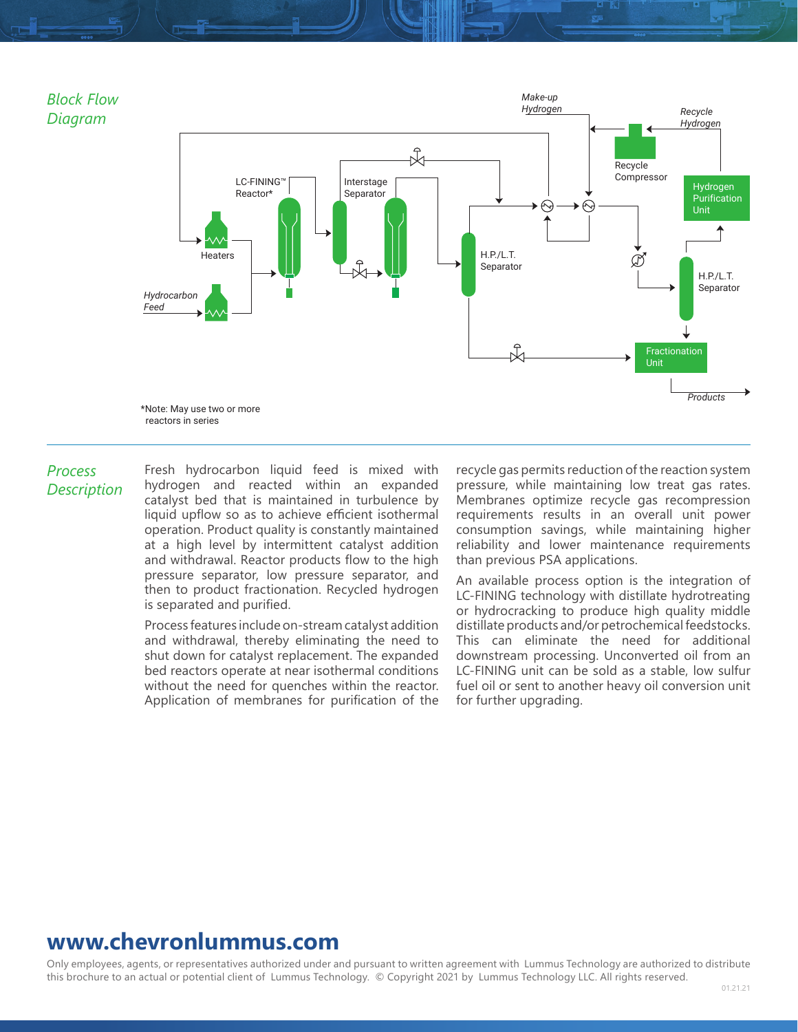## *Block Flow Diagram*

Make-up Hydrogen

Recycle Hydrogen

Recycle Compressor

LC-FINING™ Reactor*

Interstage Separator

Hydrogen Purification Unit

Heaters

H.P./L.T. Separator

H.P./L.T. Separator

Hydrocarbon Feed

Fractionation Unit

Products

*Note: May use two or more reactors in series

## *Process Description*

Fresh hydrocarbon liquid feed is mixed with hydrogen and reacted within an expanded catalyst bed that is maintained in turbulence by liquid upflow so as to achieve efficient isothermal operation. Product quality is constantly maintained at a high level by intermittent catalyst addition and withdrawal. Reactor products flow to the high pressure separator, low pressure separator, and then to product fractionation. Recycled hydrogen is separated and purified.

Process features include on-stream catalyst addition and withdrawal, thereby eliminating the need to shut down for catalyst replacement. The expanded bed reactors operate at near isothermal conditions without the need for quenches within the reactor. Application of membranes for purification of the recycle gas permits reduction of the reaction system pressure, while maintaining low treat gas rates. Membranes optimize recycle gas recompression requirements results in an overall unit power consumption savings, while maintaining higher reliability and lower maintenance requirements than previous PSA applications.

An available process option is the integration of LC-FINING technology with distillate hydrotreating or hydrocracking to produce high quality middle distillate products and/or petrochemical feedstocks. This can eliminate the need for additional downstream processing. Unconverted oil from an LC-FINING unit can be sold as a stable, low sulfur fuel oil or sent to another heavy oil conversion unit for further upgrading.

**www.chevronlummus.com**

Only employees, agents, or representatives authorized under and pursuant to written agreement with Lummus Technology are authorized to distribute this brochure to an actual or potential client of Lummus Technology. © Copyright 2021 by Lummus Technology LLC. All rights reserved.

01.21.21